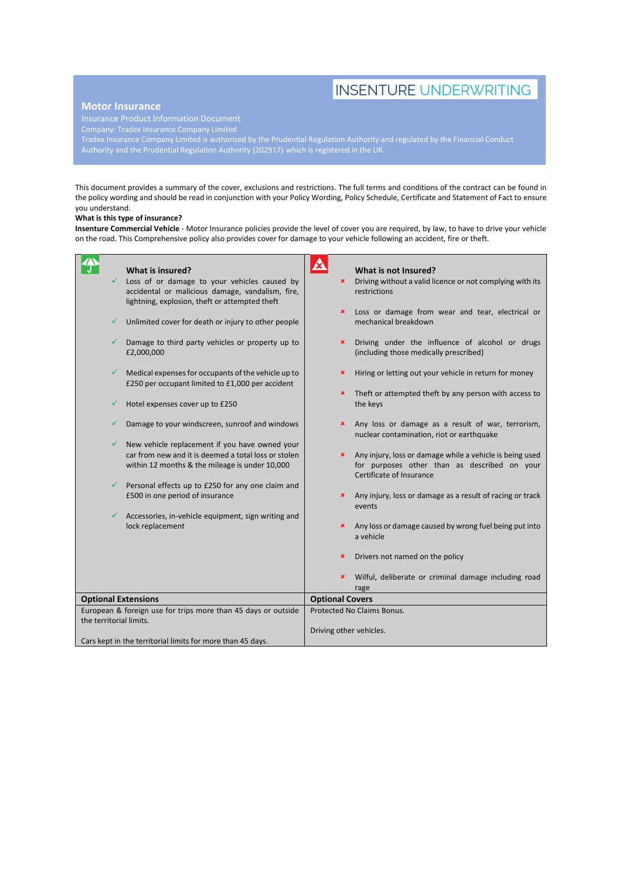INSENTURE UNDERWRITING

## Motor Insurance

Insurance Product Information Document

Company: Tradex Insurance Company Limited

Tradex Insurance Company Limited is authorised by the Prudential Regulation Authority and regulated by the Financial Conduct Authority and the Prudential Regulation Authority (202917) which is registered in the UK.

This document provides a summary of the cover, exclusions and restrictions. The full terms and conditions of the contract can be found in the policy wording and should be read in conjunction with your Policy Wording, Policy Schedule, Certificate and Statement of Fact to ensure you understand.

**What is this type of insurance?**

**Insenture Commercial Vehicle** - Motor Insurance policies provide the level of cover you are required, by law, to have to drive your vehicle on the road. This Comprehensive policy also provides cover for damage to your vehicle following an accident, fire or theft.

### What is insured?

- ✓ Loss of or damage to your vehicles caused by accidental or malicious damage, vandalism, fire, lightning, explosion, theft or attempted theft
- ✓ Unlimited cover for death or injury to other people
- ✓ Damage to third party vehicles or property up to £2,000,000
- ✓ Medical expenses for occupants of the vehicle up to £250 per occupant limited to £1,000 per accident
- ✓ Hotel expenses cover up to £250
- ✓ Damage to your windscreen, sunroof and windows
- ✓ New vehicle replacement if you have owned your car from new and it is deemed a total loss or stolen within 12 months & the mileage is under 10,000
- ✓ Personal effects up to £250 for any one claim and £500 in one period of insurance
- ✓ Accessories, in-vehicle equipment, sign writing and lock replacement

### What is not Insured?

- × Driving without a valid licence or not complying with its restrictions
- × Loss or damage from wear and tear, electrical or mechanical breakdown
- × Driving under the influence of alcohol or drugs (including those medically prescribed)
- × Hiring or letting out your vehicle in return for money
- × Theft or attempted theft by any person with access to the keys
- × Any loss or damage as a result of war, terrorism, nuclear contamination, riot or earthquake
- × Any injury, loss or damage while a vehicle is being used for purposes other than as described on your Certificate of Insurance
- × Any injury, loss or damage as a result of racing or track events
- × Any loss or damage caused by wrong fuel being put into a vehicle
- × Drivers not named on the policy
- × Wilful, deliberate or criminal damage including road rage

| Optional Extensions | Optional Covers |
|---|---|
| European & foreign use for trips more than 45 days or outside the territorial limits.<br><br>Cars kept in the territorial limits for more than 45 days. | Protected No Claims Bonus.<br><br>Driving other vehicles. |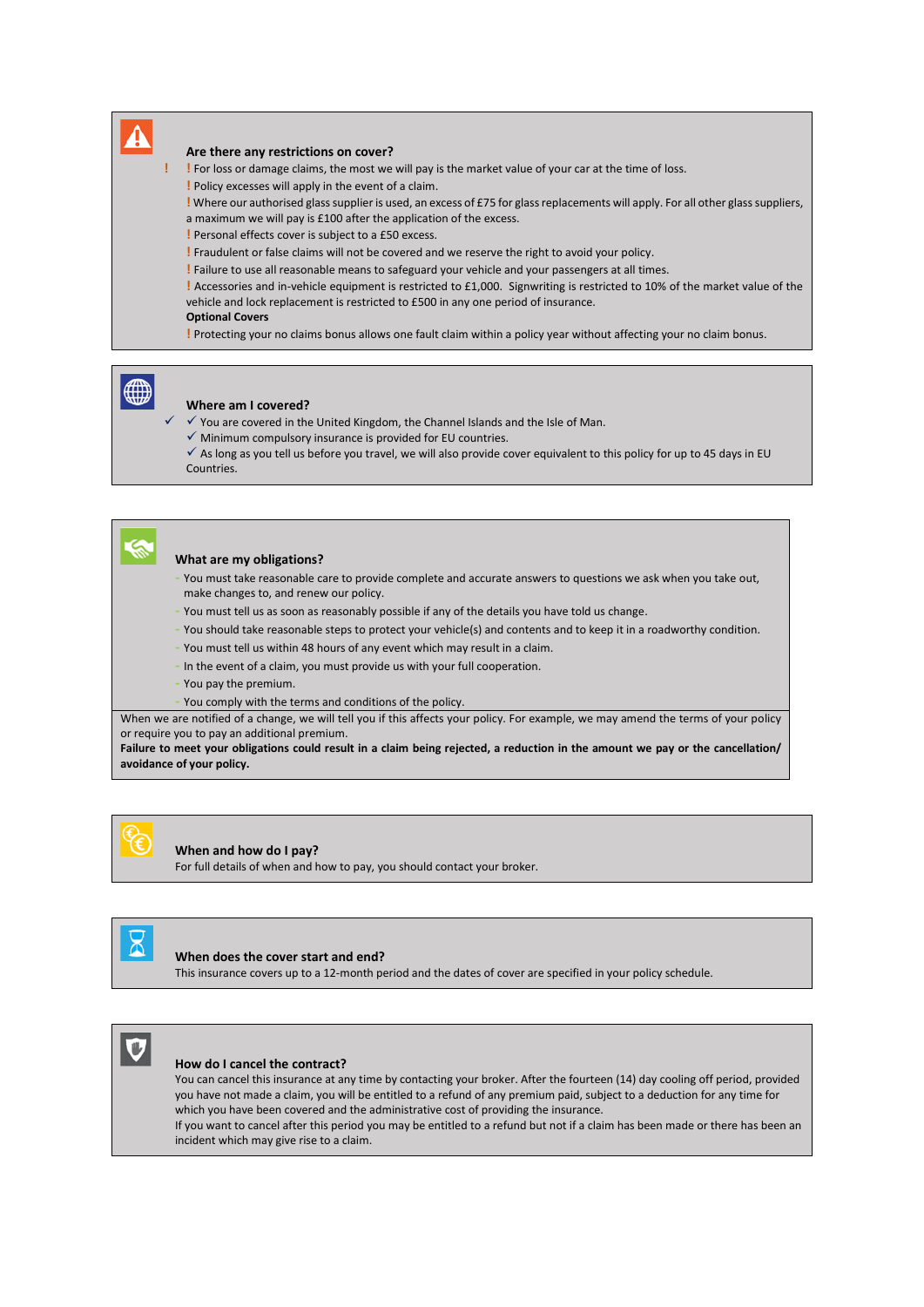## Are there any restrictions on cover?

- ! For loss or damage claims, the most we will pay is the market value of your car at the time of loss.
- ! Policy excesses will apply in the event of a claim.
- ! Where our authorised glass supplier is used, an excess of £75 for glass replacements will apply. For all other glass suppliers, a maximum we will pay is £100 after the application of the excess.
- ! Personal effects cover is subject to a £50 excess.
- ! Fraudulent or false claims will not be covered and we reserve the right to avoid your policy.
- ! Failure to use all reasonable means to safeguard your vehicle and your passengers at all times.
- ! Accessories and in-vehicle equipment is restricted to £1,000. Signwriting is restricted to 10% of the market value of the vehicle and lock replacement is restricted to £500 in any one period of insurance.

**Optional Covers**

- ! Protecting your no claims bonus allows one fault claim within a policy year without affecting your no claim bonus.

## Where am I covered?

- ✓ You are covered in the United Kingdom, the Channel Islands and the Isle of Man.
- ✓ Minimum compulsory insurance is provided for EU countries.
- ✓ As long as you tell us before you travel, we will also provide cover equivalent to this policy for up to 45 days in EU Countries.

## What are my obligations?

- You must take reasonable care to provide complete and accurate answers to questions we ask when you take out, make changes to, and renew our policy.
- You must tell us as soon as reasonably possible if any of the details you have told us change.
- You should take reasonable steps to protect your vehicle(s) and contents and to keep it in a roadworthy condition.
- You must tell us within 48 hours of any event which may result in a claim.
- In the event of a claim, you must provide us with your full cooperation.
- You pay the premium.
- You comply with the terms and conditions of the policy.

When we are notified of a change, we will tell you if this affects your policy. For example, we may amend the terms of your policy or require you to pay an additional premium.

**Failure to meet your obligations could result in a claim being rejected, a reduction in the amount we pay or the cancellation/ avoidance of your policy.**

## When and how do I pay?

For full details of when and how to pay, you should contact your broker.

## When does the cover start and end?

This insurance covers up to a 12-month period and the dates of cover are specified in your policy schedule.

## How do I cancel the contract?

You can cancel this insurance at any time by contacting your broker. After the fourteen (14) day cooling off period, provided you have not made a claim, you will be entitled to a refund of any premium paid, subject to a deduction for any time for which you have been covered and the administrative cost of providing the insurance.

If you want to cancel after this period you may be entitled to a refund but not if a claim has been made or there has been an incident which may give rise to a claim.